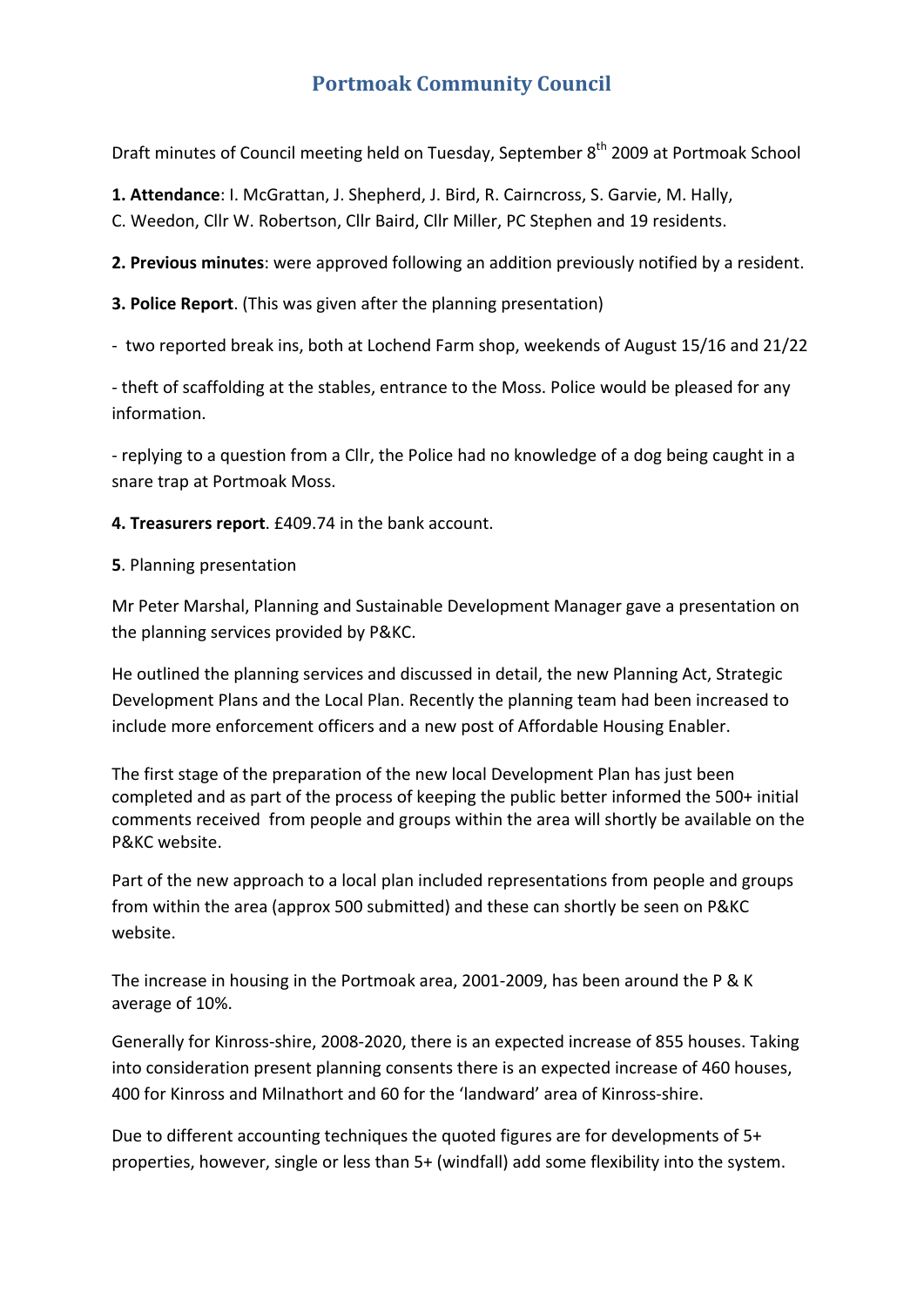# Portmoak Community Council

Draft minutes of Council meeting held on Tuesday, September 8th 2009 at Portmoak School

**1. Attendance**: I. McGrattan, J. Shepherd, J. Bird, R. Cairncross, S. Garvie, M. Hally, C. Weedon, Cllr W. Robertson, Cllr Baird, Cllr Miller, PC Stephen and 19 residents.

**2. Previous minutes**: were approved following an addition previously notified by a resident.

**3. Police Report**. (This was given after the planning presentation)

- two reported break ins, both at Lochend Farm shop, weekends of August 15/16 and 21/22

- theft of scaffolding at the stables, entrance to the Moss. Police would be pleased for any information.

- replying to a question from a Cllr, the Police had no knowledge of a dog being caught in a snare trap at Portmoak Moss.

**4. Treasurers report**. £409.74 in the bank account.

**5**. Planning presentation

Mr Peter Marshal, Planning and Sustainable Development Manager gave a presentation on the planning services provided by P&KC.

He outlined the planning services and discussed in detail, the new Planning Act, Strategic Development Plans and the Local Plan. Recently the planning team had been increased to include more enforcement officers and a new post of Affordable Housing Enabler.

The first stage of the preparation of the new local Development Plan has just been completed and as part of the process of keeping the public better informed the 500+ initial comments received from people and groups within the area will shortly be available on the P&KC website.

Part of the new approach to a local plan included representations from people and groups from within the area (approx 500 submitted) and these can shortly be seen on P&KC website.

The increase in housing in the Portmoak area, 2001-2009, has been around the P & K average of 10%.

Generally for Kinross-shire, 2008-2020, there is an expected increase of 855 houses. Taking into consideration present planning consents there is an expected increase of 460 houses, 400 for Kinross and Milnathort and 60 for the 'landward' area of Kinross-shire.

Due to different accounting techniques the quoted figures are for developments of 5+ properties, however, single or less than 5+ (windfall) add some flexibility into the system.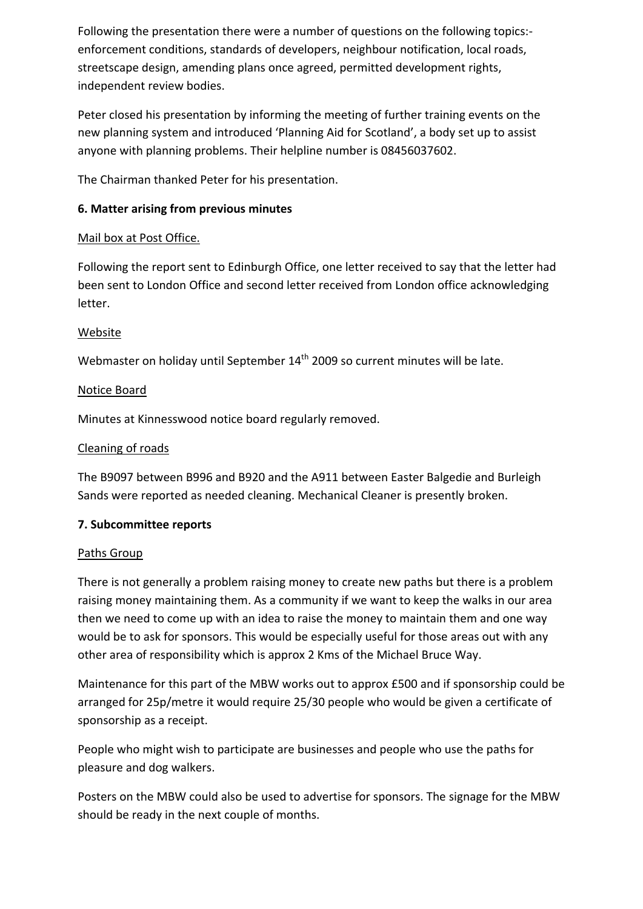Following the presentation there were a number of questions on the following topics:- enforcement conditions, standards of developers, neighbour notification, local roads, streetscape design, amending plans once agreed, permitted development rights, independent review bodies.

Peter closed his presentation by informing the meeting of further training events on the new planning system and introduced 'Planning Aid for Scotland', a body set up to assist anyone with planning problems. Their helpline number is 08456037602.

The Chairman thanked Peter for his presentation.

**6. Matter arising from previous minutes**

Mail box at Post Office.

Following the report sent to Edinburgh Office, one letter received to say that the letter had been sent to London Office and second letter received from London office acknowledging letter.

Website

Webmaster on holiday until September 14th 2009 so current minutes will be late.

Notice Board

Minutes at Kinnesswood notice board regularly removed.

Cleaning of roads

The B9097 between B996 and B920 and the A911 between Easter Balgedie and Burleigh Sands were reported as needed cleaning. Mechanical Cleaner is presently broken.

**7. Subcommittee reports**

Paths Group

There is not generally a problem raising money to create new paths but there is a problem raising money maintaining them. As a community if we want to keep the walks in our area then we need to come up with an idea to raise the money to maintain them and one way would be to ask for sponsors. This would be especially useful for those areas out with any other area of responsibility which is approx 2 Kms of the Michael Bruce Way.

Maintenance for this part of the MBW works out to approx £500 and if sponsorship could be arranged for 25p/metre it would require 25/30 people who would be given a certificate of sponsorship as a receipt.

People who might wish to participate are businesses and people who use the paths for pleasure and dog walkers.

Posters on the MBW could also be used to advertise for sponsors. The signage for the MBW should be ready in the next couple of months.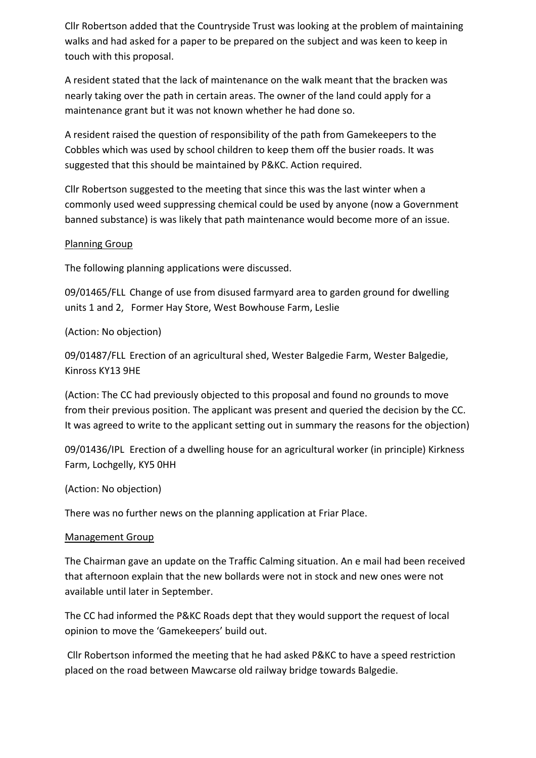Cllr Robertson added that the Countryside Trust was looking at the problem of maintaining walks and had asked for a paper to be prepared on the subject and was keen to keep in touch with this proposal.

A resident stated that the lack of maintenance on the walk meant that the bracken was nearly taking over the path in certain areas. The owner of the land could apply for a maintenance grant but it was not known whether he had done so.

A resident raised the question of responsibility of the path from Gamekeepers to the Cobbles which was used by school children to keep them off the busier roads. It was suggested that this should be maintained by P&KC. Action required.

Cllr Robertson suggested to the meeting that since this was the last winter when a commonly used weed suppressing chemical could be used by anyone (now a Government banned substance) is was likely that path maintenance would become more of an issue.

<u>Planning Group</u>

The following planning applications were discussed.

09/01465/FLL Change of use from disused farmyard area to garden ground for dwelling units 1 and 2, Former Hay Store, West Bowhouse Farm, Leslie

(Action: No objection)

09/01487/FLL Erection of an agricultural shed, Wester Balgedie Farm, Wester Balgedie, Kinross KY13 9HE

(Action: The CC had previously objected to this proposal and found no grounds to move from their previous position. The applicant was present and queried the decision by the CC. It was agreed to write to the applicant setting out in summary the reasons for the objection)

09/01436/IPL Erection of a dwelling house for an agricultural worker (in principle) Kirkness Farm, Lochgelly, KY5 0HH

(Action: No objection)

There was no further news on the planning application at Friar Place.

<u>Management Group</u>

The Chairman gave an update on the Traffic Calming situation. An e mail had been received that afternoon explain that the new bollards were not in stock and new ones were not available until later in September.

The CC had informed the P&KC Roads dept that they would support the request of local opinion to move the 'Gamekeepers' build out.

Cllr Robertson informed the meeting that he had asked P&KC to have a speed restriction placed on the road between Mawcarse old railway bridge towards Balgedie.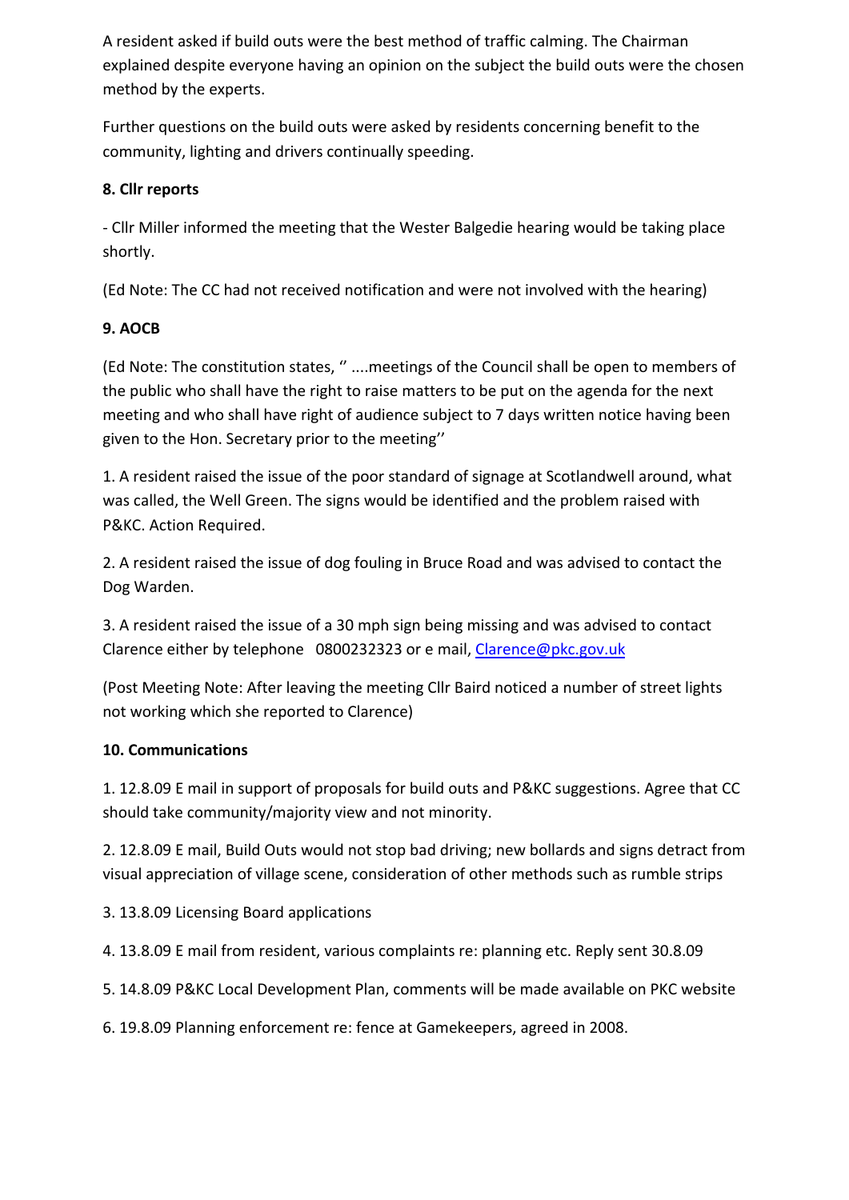A resident asked if build outs were the best method of traffic calming. The Chairman explained despite everyone having an opinion on the subject the build outs were the chosen method by the experts.

Further questions on the build outs were asked by residents concerning benefit to the community, lighting and drivers continually speeding.

**8. Cllr reports**

- Cllr Miller informed the meeting that the Wester Balgedie hearing would be taking place shortly.

(Ed Note: The CC had not received notification and were not involved with the hearing)

**9. AOCB**

(Ed Note: The constitution states, ‘’ ....meetings of the Council shall be open to members of the public who shall have the right to raise matters to be put on the agenda for the next meeting and who shall have right of audience subject to 7 days written notice having been given to the Hon. Secretary prior to the meeting’’

1. A resident raised the issue of the poor standard of signage at Scotlandwell around, what was called, the Well Green. The signs would be identified and the problem raised with P&KC. Action Required.

2. A resident raised the issue of dog fouling in Bruce Road and was advised to contact the Dog Warden.

3. A resident raised the issue of a 30 mph sign being missing and was advised to contact Clarence either by telephone 0800232323 or e mail, Clarence@pkc.gov.uk

(Post Meeting Note: After leaving the meeting Cllr Baird noticed a number of street lights not working which she reported to Clarence)

**10. Communications**

1. 12.8.09 E mail in support of proposals for build outs and P&KC suggestions. Agree that CC should take community/majority view and not minority.

2. 12.8.09 E mail, Build Outs would not stop bad driving; new bollards and signs detract from visual appreciation of village scene, consideration of other methods such as rumble strips

3. 13.8.09 Licensing Board applications

4. 13.8.09 E mail from resident, various complaints re: planning etc. Reply sent 30.8.09

5. 14.8.09 P&KC Local Development Plan, comments will be made available on PKC website

6. 19.8.09 Planning enforcement re: fence at Gamekeepers, agreed in 2008.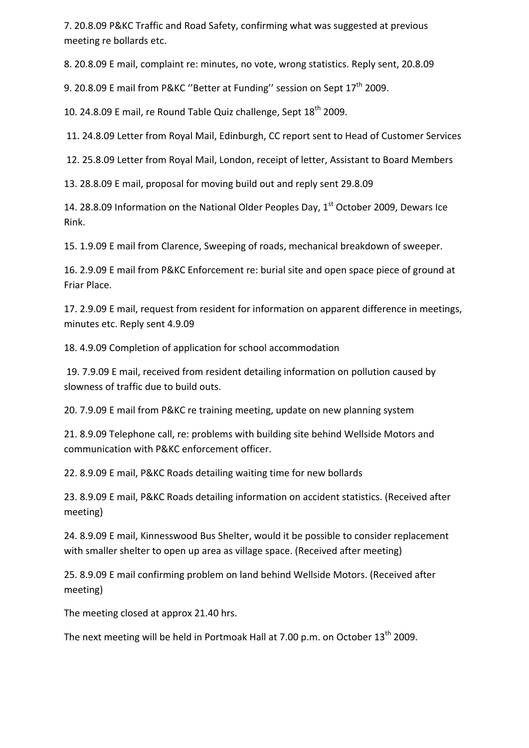7. 20.8.09 P&KC Traffic and Road Safety, confirming what was suggested at previous meeting re bollards etc.

8. 20.8.09 E mail, complaint re: minutes, no vote, wrong statistics. Reply sent, 20.8.09

9. 20.8.09 E mail from P&KC ''Better at Funding'' session on Sept 17th 2009.

10. 24.8.09 E mail, re Round Table Quiz challenge, Sept 18th 2009.

11. 24.8.09 Letter from Royal Mail, Edinburgh, CC report sent to Head of Customer Services

12. 25.8.09 Letter from Royal Mail, London, receipt of letter, Assistant to Board Members

13. 28.8.09 E mail, proposal for moving build out and reply sent 29.8.09

14. 28.8.09 Information on the National Older Peoples Day, 1st October 2009, Dewars Ice Rink.

15. 1.9.09 E mail from Clarence, Sweeping of roads, mechanical breakdown of sweeper.

16. 2.9.09 E mail from P&KC Enforcement re: burial site and open space piece of ground at Friar Place.

17. 2.9.09 E mail, request from resident for information on apparent difference in meetings, minutes etc. Reply sent 4.9.09

18. 4.9.09 Completion of application for school accommodation

19. 7.9.09 E mail, received from resident detailing information on pollution caused by slowness of traffic due to build outs.

20. 7.9.09 E mail from P&KC re training meeting, update on new planning system

21. 8.9.09 Telephone call, re: problems with building site behind Wellside Motors and communication with P&KC enforcement officer.

22. 8.9.09 E mail, P&KC Roads detailing waiting time for new bollards

23. 8.9.09 E mail, P&KC Roads detailing information on accident statistics. (Received after meeting)

24. 8.9.09 E mail, Kinnesswood Bus Shelter, would it be possible to consider replacement with smaller shelter to open up area as village space. (Received after meeting)

25. 8.9.09 E mail confirming problem on land behind Wellside Motors. (Received after meeting)

The meeting closed at approx 21.40 hrs.

The next meeting will be held in Portmoak Hall at 7.00 p.m. on October 13th 2009.